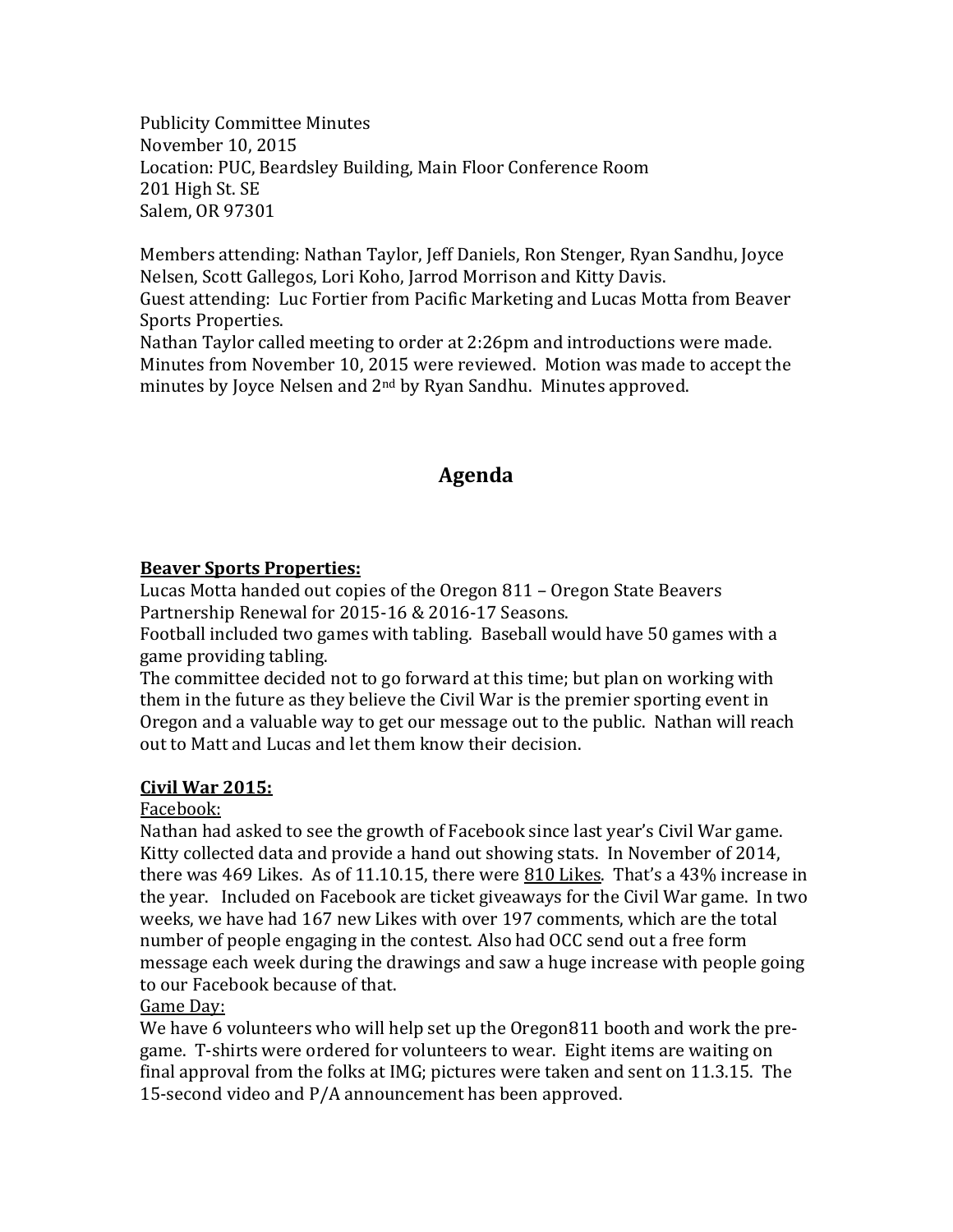Publicity Committee Minutes
November 10, 2015
Location: PUC, Beardsley Building, Main Floor Conference Room
201 High St. SE
Salem, OR 97301

Members attending: Nathan Taylor, Jeff Daniels, Ron Stenger, Ryan Sandhu, Joyce Nelsen, Scott Gallegos, Lori Koho, Jarrod Morrison and Kitty Davis.
Guest attending: Luc Fortier from Pacific Marketing and Lucas Motta from Beaver Sports Properties.
Nathan Taylor called meeting to order at 2:26pm and introductions were made. Minutes from November 10, 2015 were reviewed. Motion was made to accept the minutes by Joyce Nelsen and 2nd by Ryan Sandhu. Minutes approved.

# Agenda

**Beaver Sports Properties:**

Lucas Motta handed out copies of the Oregon 811 – Oregon State Beavers Partnership Renewal for 2015-16 & 2016-17 Seasons.
Football included two games with tabling. Baseball would have 50 games with a game providing tabling.
The committee decided not to go forward at this time; but plan on working with them in the future as they believe the Civil War is the premier sporting event in Oregon and a valuable way to get our message out to the public. Nathan will reach out to Matt and Lucas and let them know their decision.

**Civil War 2015:**

Facebook:
Nathan had asked to see the growth of Facebook since last year's Civil War game. Kitty collected data and provide a hand out showing stats. In November of 2014, there was 469 Likes. As of 11.10.15, there were 810 Likes. That's a 43% increase in the year. Included on Facebook are ticket giveaways for the Civil War game. In two weeks, we have had 167 new Likes with over 197 comments, which are the total number of people engaging in the contest. Also had OCC send out a free form message each week during the drawings and saw a huge increase with people going to our Facebook because of that.
Game Day:
We have 6 volunteers who will help set up the Oregon811 booth and work the pre-game. T-shirts were ordered for volunteers to wear. Eight items are waiting on final approval from the folks at IMG; pictures were taken and sent on 11.3.15. The 15-second video and P/A announcement has been approved.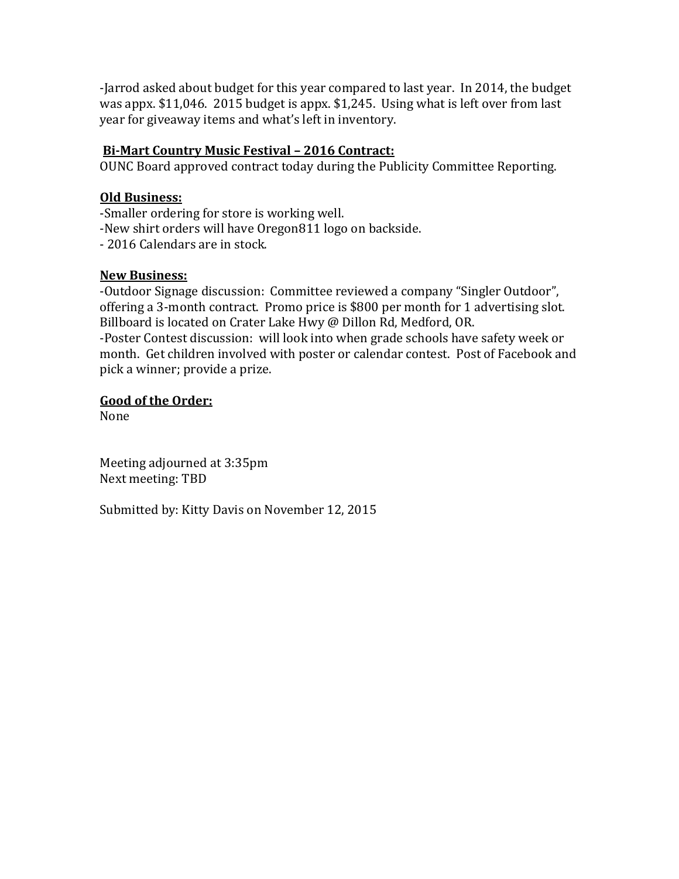-Jarrod asked about budget for this year compared to last year. In 2014, the budget was appx. $11,046. 2015 budget is appx. $1,245. Using what is left over from last year for giveaway items and what's left in inventory.

**Bi-Mart Country Music Festival – 2016 Contract:**
OUNC Board approved contract today during the Publicity Committee Reporting.

**Old Business:**
-Smaller ordering for store is working well.
-New shirt orders will have Oregon811 logo on backside.
- 2016 Calendars are in stock.

**New Business:**
-Outdoor Signage discussion: Committee reviewed a company "Singler Outdoor", offering a 3-month contract. Promo price is $800 per month for 1 advertising slot. Billboard is located on Crater Lake Hwy @ Dillon Rd, Medford, OR.
-Poster Contest discussion: will look into when grade schools have safety week or month. Get children involved with poster or calendar contest. Post of Facebook and pick a winner; provide a prize.

**Good of the Order:**
None

Meeting adjourned at 3:35pm
Next meeting: TBD

Submitted by: Kitty Davis on November 12, 2015